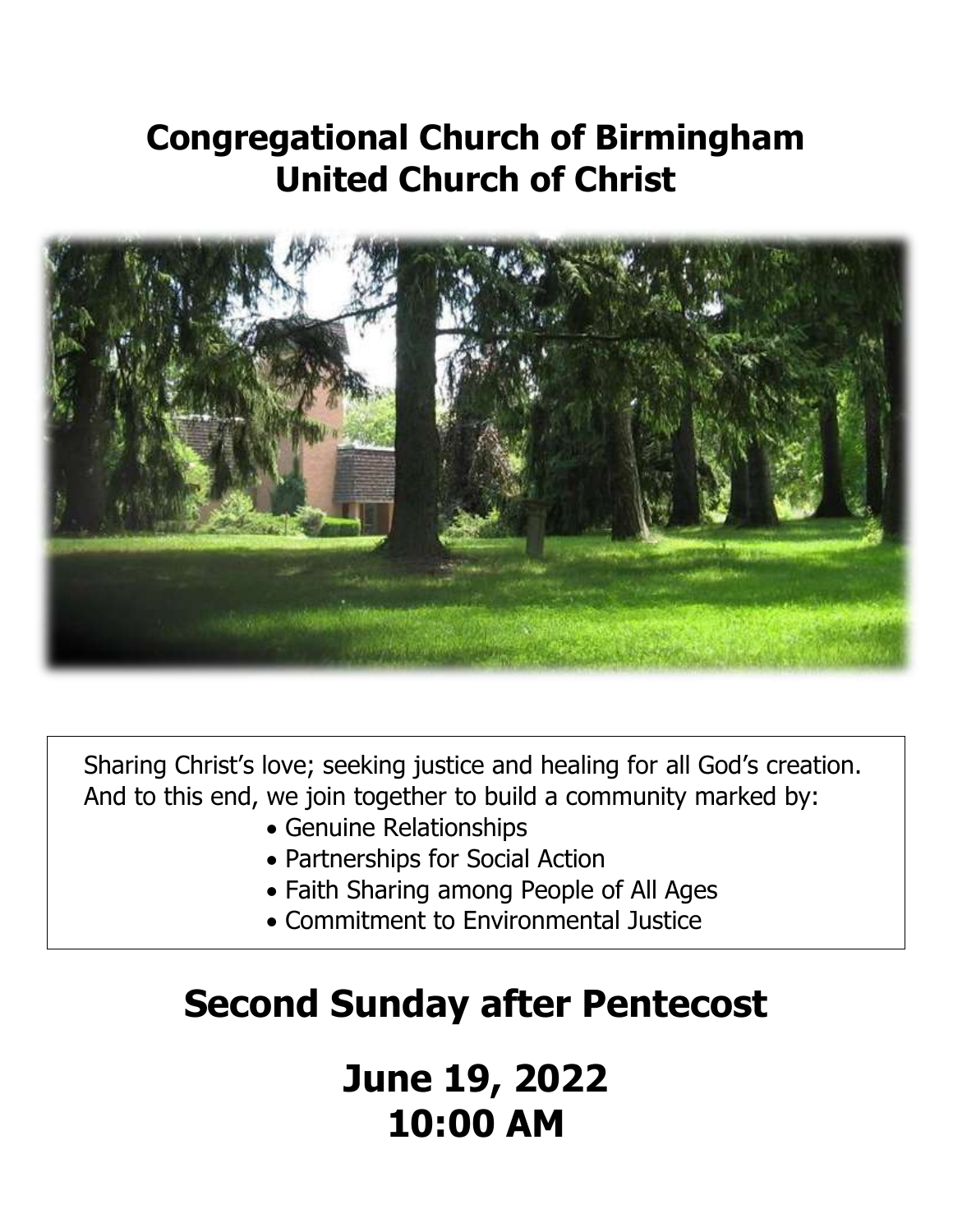# Congregational Church of Birmingham
# United Church of Christ

Sharing Christ's love; seeking justice and healing for all God's creation. And to this end, we join together to build a community marked by:

- Genuine Relationships
- Partnerships for Social Action
- Faith Sharing among People of All Ages
- Commitment to Environmental Justice

# Second Sunday after Pentecost

## June 19, 2022
## 10:00 AM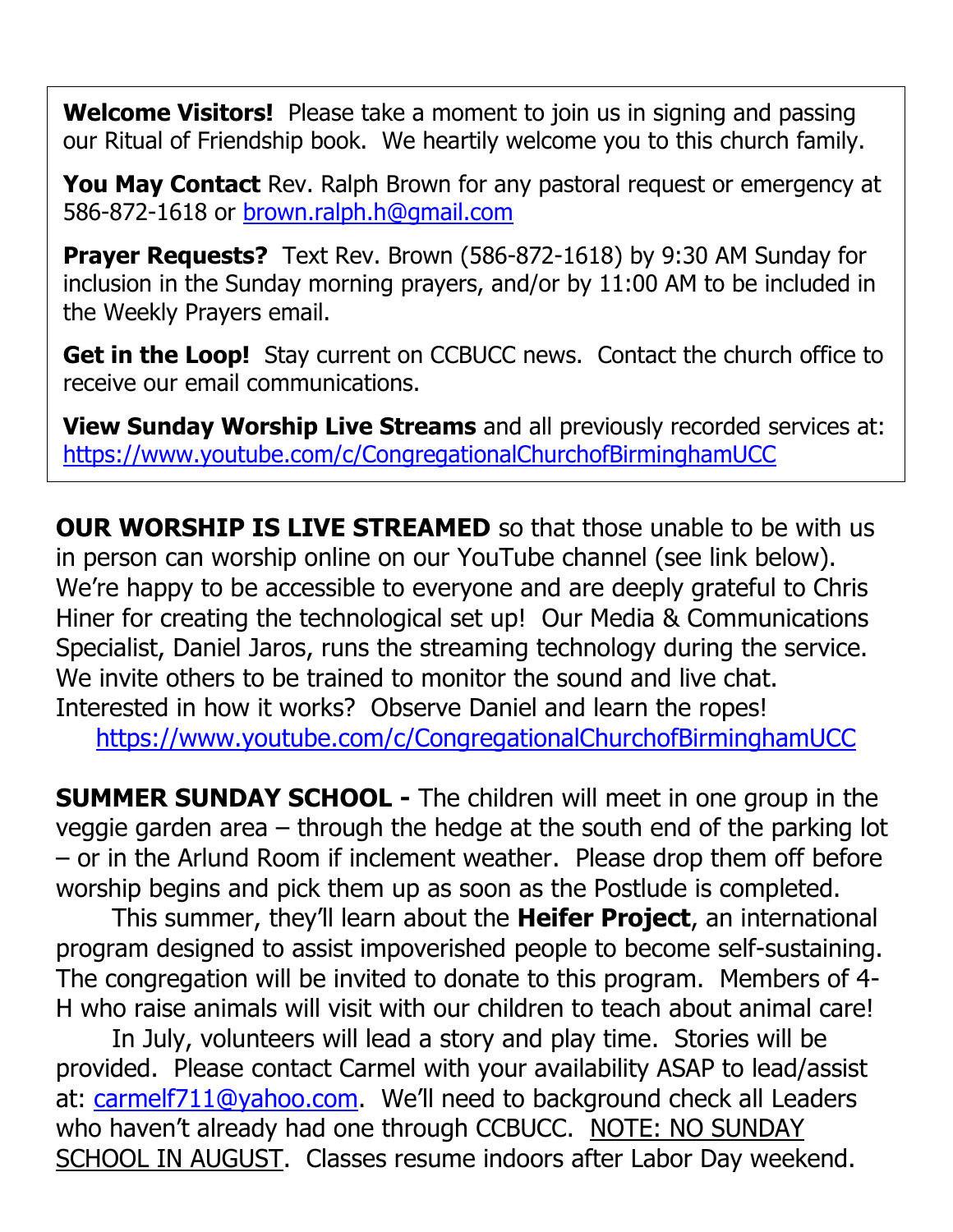**Welcome Visitors!** Please take a moment to join us in signing and passing our Ritual of Friendship book. We heartily welcome you to this church family.

**You May Contact** Rev. Ralph Brown for any pastoral request or emergency at 586-872-1618 or brown.ralph.h@gmail.com

**Prayer Requests?** Text Rev. Brown (586-872-1618) by 9:30 AM Sunday for inclusion in the Sunday morning prayers, and/or by 11:00 AM to be included in the Weekly Prayers email.

**Get in the Loop!** Stay current on CCBUCC news. Contact the church office to receive our email communications.

**View Sunday Worship Live Streams** and all previously recorded services at: https://www.youtube.com/c/CongregationalChurchofBirminghamUCC

**OUR WORSHIP IS LIVE STREAMED** so that those unable to be with us in person can worship online on our YouTube channel (see link below). We're happy to be accessible to everyone and are deeply grateful to Chris Hiner for creating the technological set up! Our Media & Communications Specialist, Daniel Jaros, runs the streaming technology during the service. We invite others to be trained to monitor the sound and live chat. Interested in how it works? Observe Daniel and learn the ropes!

https://www.youtube.com/c/CongregationalChurchofBirminghamUCC

**SUMMER SUNDAY SCHOOL -** The children will meet in one group in the veggie garden area – through the hedge at the south end of the parking lot – or in the Arlund Room if inclement weather. Please drop them off before worship begins and pick them up as soon as the Postlude is completed.

This summer, they'll learn about the **Heifer Project**, an international program designed to assist impoverished people to become self-sustaining. The congregation will be invited to donate to this program. Members of 4-H who raise animals will visit with our children to teach about animal care!

In July, volunteers will lead a story and play time. Stories will be provided. Please contact Carmel with your availability ASAP to lead/assist at: carmelf711@yahoo.com. We'll need to background check all Leaders who haven't already had one through CCBUCC. NOTE: NO SUNDAY SCHOOL IN AUGUST. Classes resume indoors after Labor Day weekend.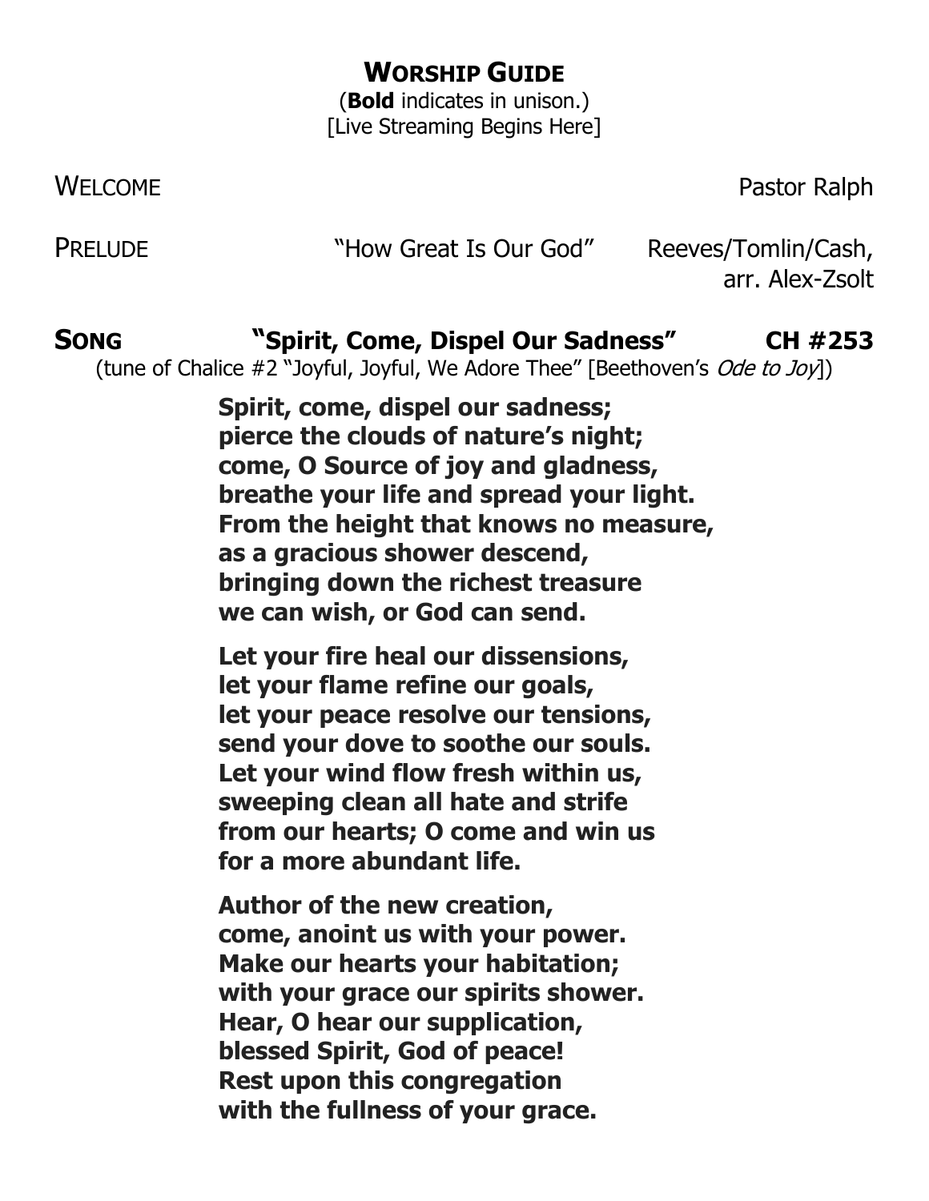## WORSHIP GUIDE

(**Bold** indicates in unison.)
[Live Streaming Begins Here]

WELCOME — Pastor Ralph

PRELUDE — "How Great Is Our God" — Reeves/Tomlin/Cash, arr. Alex-Zsolt

**SONG — "Spirit, Come, Dispel Our Sadness" — CH #253**

(tune of Chalice #2 "Joyful, Joyful, We Adore Thee" [Beethoven's *Ode to Joy*])

**Spirit, come, dispel our sadness;**
**pierce the clouds of nature's night;**
**come, O Source of joy and gladness,**
**breathe your life and spread your light.**
**From the height that knows no measure,**
**as a gracious shower descend,**
**bringing down the richest treasure**
**we can wish, or God can send.**

**Let your fire heal our dissensions,**
**let your flame refine our goals,**
**let your peace resolve our tensions,**
**send your dove to soothe our souls.**
**Let your wind flow fresh within us,**
**sweeping clean all hate and strife**
**from our hearts; O come and win us**
**for a more abundant life.**

**Author of the new creation,**
**come, anoint us with your power.**
**Make our hearts your habitation;**
**with your grace our spirits shower.**
**Hear, O hear our supplication,**
**blessed Spirit, God of peace!**
**Rest upon this congregation**
**with the fullness of your grace.**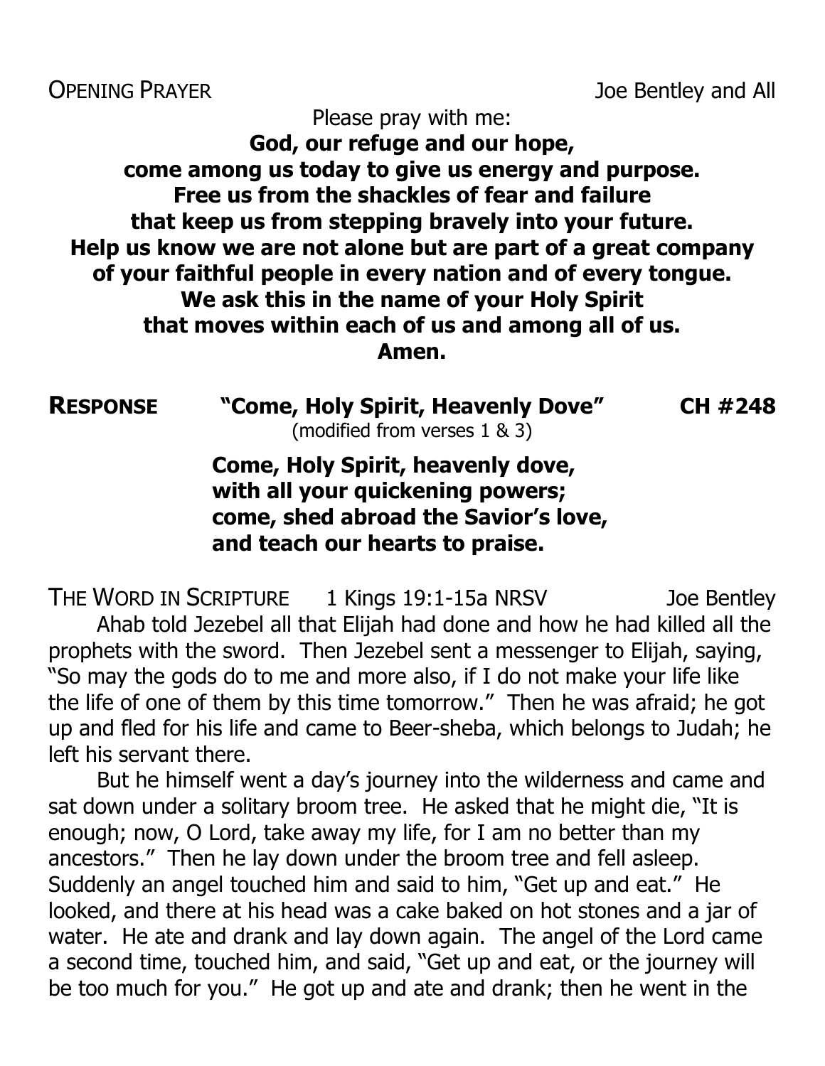OPENING PRAYER Joe Bentley and All

Please pray with me:

**God, our refuge and our hope,**
**come among us today to give us energy and purpose.**
**Free us from the shackles of fear and failure**
**that keep us from stepping bravely into your future.**
**Help us know we are not alone but are part of a great company**
**of your faithful people in every nation and of every tongue.**
**We ask this in the name of your Holy Spirit**
**that moves within each of us and among all of us.**
**Amen.**

**RESPONSE** **"Come, Holy Spirit, Heavenly Dove"** **CH #248**
(modified from verses 1 & 3)

**Come, Holy Spirit, heavenly dove,**
**with all your quickening powers;**
**come, shed abroad the Savior's love,**
**and teach our hearts to praise.**

THE WORD IN SCRIPTURE 1 Kings 19:1-15a NRSV Joe Bentley

Ahab told Jezebel all that Elijah had done and how he had killed all the prophets with the sword. Then Jezebel sent a messenger to Elijah, saying, "So may the gods do to me and more also, if I do not make your life like the life of one of them by this time tomorrow." Then he was afraid; he got up and fled for his life and came to Beer-sheba, which belongs to Judah; he left his servant there.

But he himself went a day's journey into the wilderness and came and sat down under a solitary broom tree. He asked that he might die, "It is enough; now, O Lord, take away my life, for I am no better than my ancestors." Then he lay down under the broom tree and fell asleep. Suddenly an angel touched him and said to him, "Get up and eat." He looked, and there at his head was a cake baked on hot stones and a jar of water. He ate and drank and lay down again. The angel of the Lord came a second time, touched him, and said, "Get up and eat, or the journey will be too much for you." He got up and ate and drank; then he went in the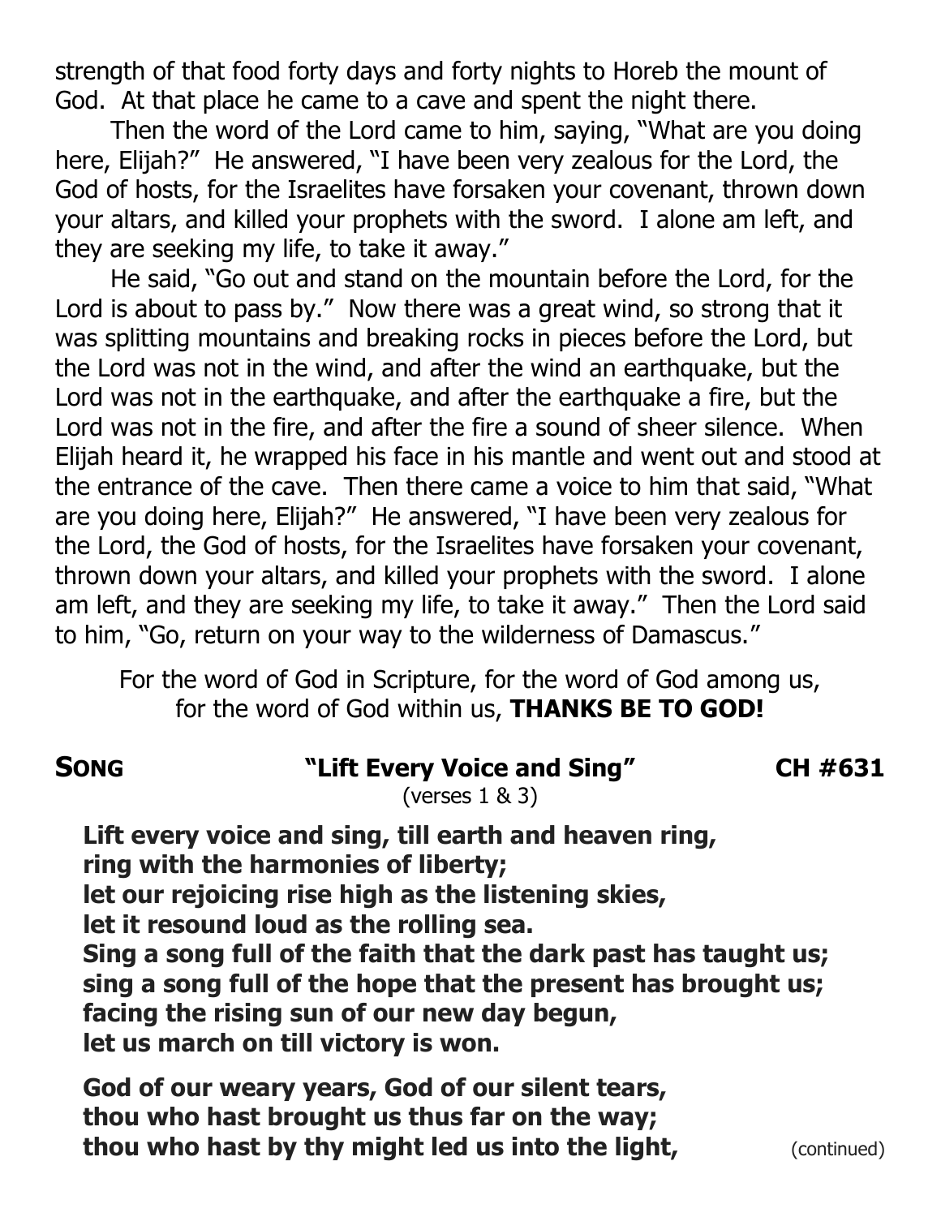strength of that food forty days and forty nights to Horeb the mount of God. At that place he came to a cave and spent the night there.

Then the word of the Lord came to him, saying, "What are you doing here, Elijah?" He answered, "I have been very zealous for the Lord, the God of hosts, for the Israelites have forsaken your covenant, thrown down your altars, and killed your prophets with the sword. I alone am left, and they are seeking my life, to take it away."

He said, "Go out and stand on the mountain before the Lord, for the Lord is about to pass by." Now there was a great wind, so strong that it was splitting mountains and breaking rocks in pieces before the Lord, but the Lord was not in the wind, and after the wind an earthquake, but the Lord was not in the earthquake, and after the earthquake a fire, but the Lord was not in the fire, and after the fire a sound of sheer silence. When Elijah heard it, he wrapped his face in his mantle and went out and stood at the entrance of the cave. Then there came a voice to him that said, "What are you doing here, Elijah?" He answered, "I have been very zealous for the Lord, the God of hosts, for the Israelites have forsaken your covenant, thrown down your altars, and killed your prophets with the sword. I alone am left, and they are seeking my life, to take it away." Then the Lord said to him, "Go, return on your way to the wilderness of Damascus."

For the word of God in Scripture, for the word of God among us,
for the word of God within us, **THANKS BE TO GOD!**

**SONG** **"Lift Every Voice and Sing"** **CH #631**
(verses 1 & 3)

**Lift every voice and sing, till earth and heaven ring,**
**ring with the harmonies of liberty;**
**let our rejoicing rise high as the listening skies,**
**let it resound loud as the rolling sea.**
**Sing a song full of the faith that the dark past has taught us;**
**sing a song full of the hope that the present has brought us;**
**facing the rising sun of our new day begun,**
**let us march on till victory is won.**

**God of our weary years, God of our silent tears,**
**thou who hast brought us thus far on the way;**
**thou who hast by thy might led us into the light,** (continued)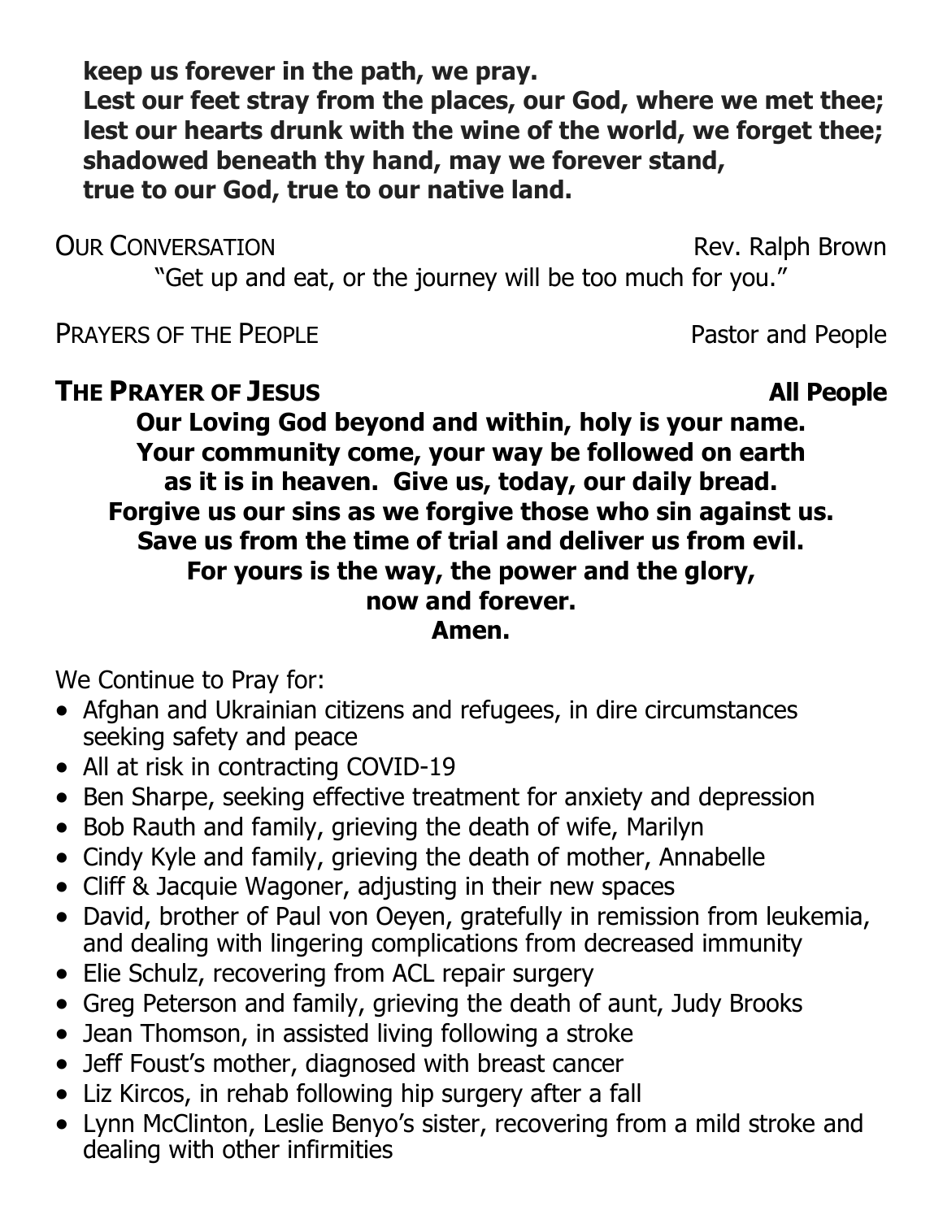**keep us forever in the path, we pray.**
**Lest our feet stray from the places, our God, where we met thee;**
**lest our hearts drunk with the wine of the world, we forget thee;**
**shadowed beneath thy hand, may we forever stand,**
**true to our God, true to our native land.**

OUR CONVERSATION — Rev. Ralph Brown

"Get up and eat, or the journey will be too much for you."

PRAYERS OF THE PEOPLE — Pastor and People

**THE PRAYER OF JESUS — All People**

**Our Loving God beyond and within, holy is your name.**
**Your community come, your way be followed on earth**
**as it is in heaven. Give us, today, our daily bread.**
**Forgive us our sins as we forgive those who sin against us.**
**Save us from the time of trial and deliver us from evil.**
**For yours is the way, the power and the glory,**
**now and forever.**
**Amen.**

We Continue to Pray for:

- Afghan and Ukrainian citizens and refugees, in dire circumstances seeking safety and peace
- All at risk in contracting COVID-19
- Ben Sharpe, seeking effective treatment for anxiety and depression
- Bob Rauth and family, grieving the death of wife, Marilyn
- Cindy Kyle and family, grieving the death of mother, Annabelle
- Cliff & Jacquie Wagoner, adjusting in their new spaces
- David, brother of Paul von Oeyen, gratefully in remission from leukemia, and dealing with lingering complications from decreased immunity
- Elie Schulz, recovering from ACL repair surgery
- Greg Peterson and family, grieving the death of aunt, Judy Brooks
- Jean Thomson, in assisted living following a stroke
- Jeff Foust's mother, diagnosed with breast cancer
- Liz Kircos, in rehab following hip surgery after a fall
- Lynn McClinton, Leslie Benyo's sister, recovering from a mild stroke and dealing with other infirmities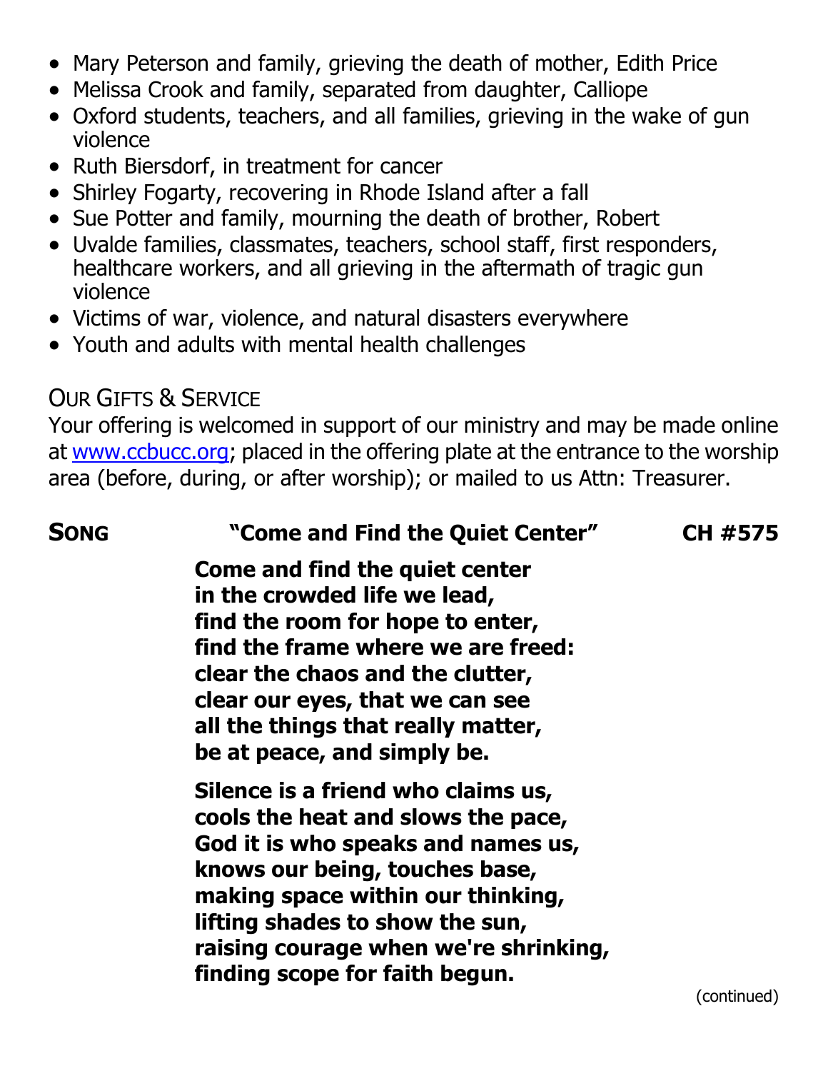- Mary Peterson and family, grieving the death of mother, Edith Price
- Melissa Crook and family, separated from daughter, Calliope
- Oxford students, teachers, and all families, grieving in the wake of gun violence
- Ruth Biersdorf, in treatment for cancer
- Shirley Fogarty, recovering in Rhode Island after a fall
- Sue Potter and family, mourning the death of brother, Robert
- Uvalde families, classmates, teachers, school staff, first responders, healthcare workers, and all grieving in the aftermath of tragic gun violence
- Victims of war, violence, and natural disasters everywhere
- Youth and adults with mental health challenges

## Our Gifts & Service

Your offering is welcomed in support of our ministry and may be made online at www.ccbucc.org; placed in the offering plate at the entrance to the worship area (before, during, or after worship); or mailed to us Attn: Treasurer.

## Song "Come and Find the Quiet Center" CH #575

**Come and find the quiet center**
**in the crowded life we lead,**
**find the room for hope to enter,**
**find the frame where we are freed:**
**clear the chaos and the clutter,**
**clear our eyes, that we can see**
**all the things that really matter,**
**be at peace, and simply be.**

**Silence is a friend who claims us,**
**cools the heat and slows the pace,**
**God it is who speaks and names us,**
**knows our being, touches base,**
**making space within our thinking,**
**lifting shades to show the sun,**
**raising courage when we're shrinking,**
**finding scope for faith begun.**

(continued)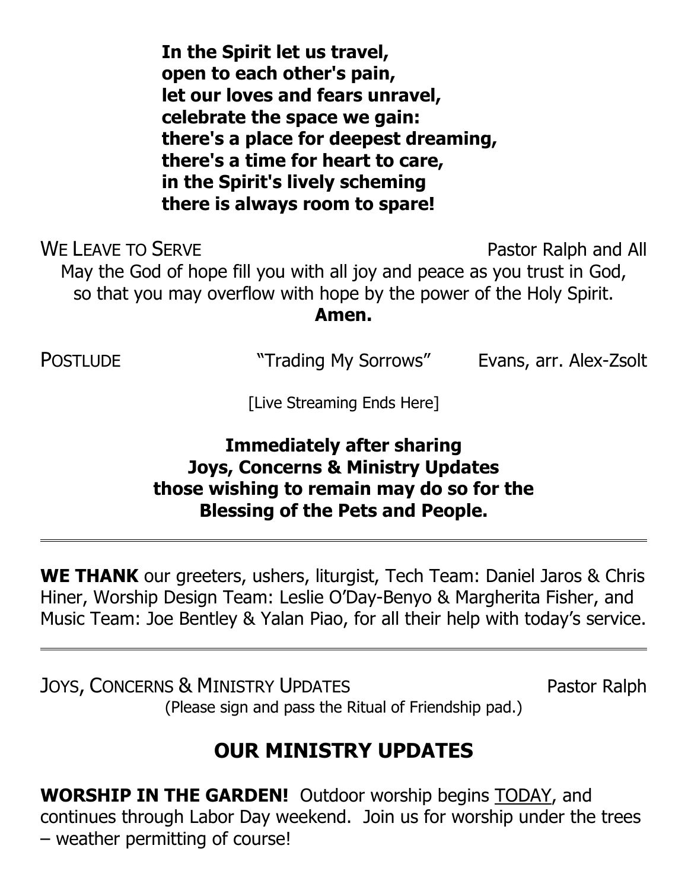**In the Spirit let us travel,**
**open to each other's pain,**
**let our loves and fears unravel,**
**celebrate the space we gain:**
**there's a place for deepest dreaming,**
**there's a time for heart to care,**
**in the Spirit's lively scheming**
**there is always room to spare!**

WE LEAVE TO SERVE — Pastor Ralph and All

May the God of hope fill you with all joy and peace as you trust in God, so that you may overflow with hope by the power of the Holy Spirit.

**Amen.**

POSTLUDE — "Trading My Sorrows" — Evans, arr. Alex-Zsolt

[Live Streaming Ends Here]

**Immediately after sharing Joys, Concerns & Ministry Updates those wishing to remain may do so for the Blessing of the Pets and People.**

---

**WE THANK** our greeters, ushers, liturgist, Tech Team: Daniel Jaros & Chris Hiner, Worship Design Team: Leslie O'Day-Benyo & Margherita Fisher, and Music Team: Joe Bentley & Yalan Piao, for all their help with today's service.

---

JOYS, CONCERNS & MINISTRY UPDATES — Pastor Ralph

(Please sign and pass the Ritual of Friendship pad.)

## OUR MINISTRY UPDATES

**WORSHIP IN THE GARDEN!** Outdoor worship begins TODAY, and continues through Labor Day weekend. Join us for worship under the trees – weather permitting of course!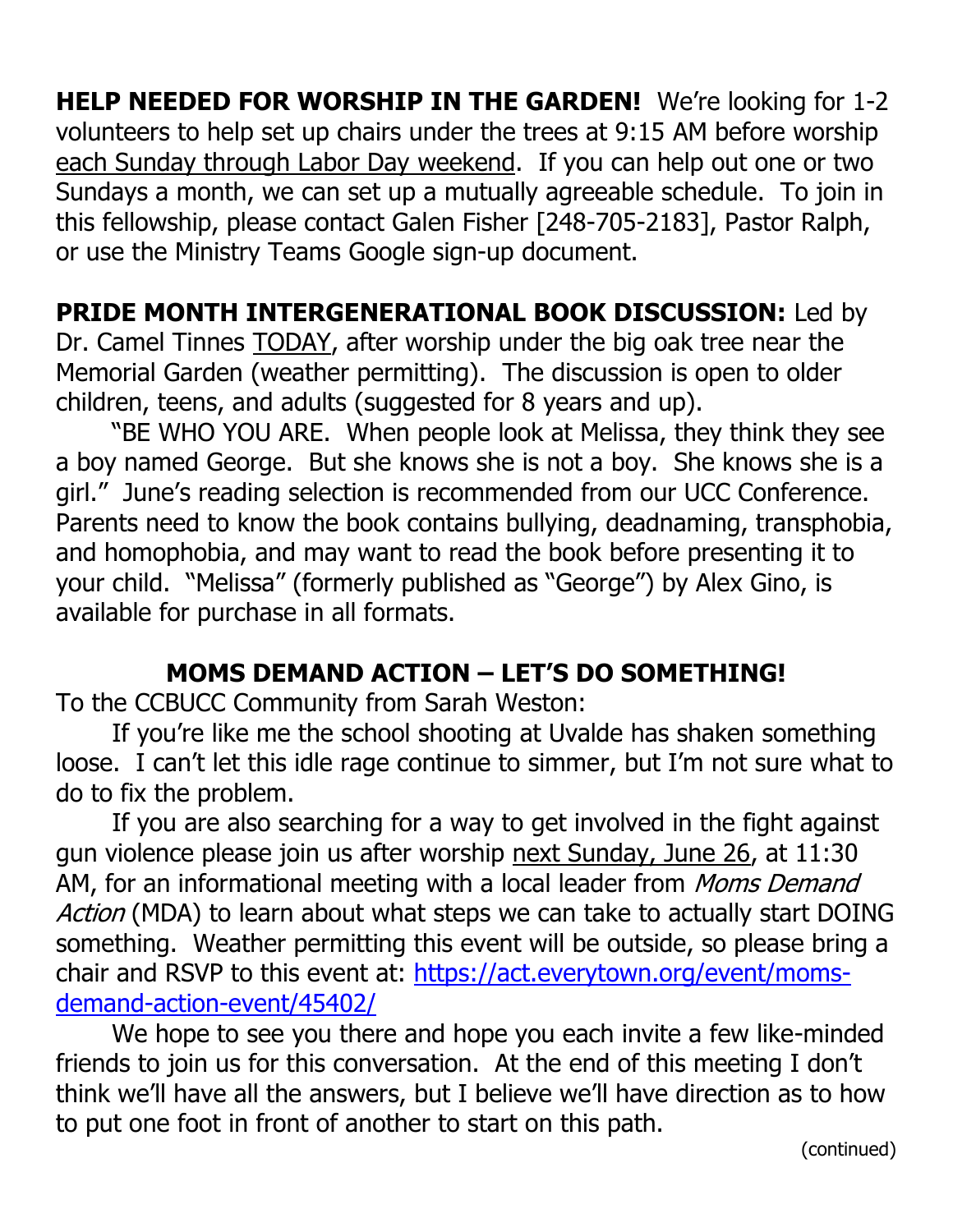**HELP NEEDED FOR WORSHIP IN THE GARDEN!** We're looking for 1-2 volunteers to help set up chairs under the trees at 9:15 AM before worship each Sunday through Labor Day weekend. If you can help out one or two Sundays a month, we can set up a mutually agreeable schedule. To join in this fellowship, please contact Galen Fisher [248-705-2183], Pastor Ralph, or use the Ministry Teams Google sign-up document.

**PRIDE MONTH INTERGENERATIONAL BOOK DISCUSSION:** Led by Dr. Camel Tinnes TODAY, after worship under the big oak tree near the Memorial Garden (weather permitting). The discussion is open to older children, teens, and adults (suggested for 8 years and up).

"BE WHO YOU ARE. When people look at Melissa, they think they see a boy named George. But she knows she is not a boy. She knows she is a girl." June's reading selection is recommended from our UCC Conference. Parents need to know the book contains bullying, deadnaming, transphobia, and homophobia, and may want to read the book before presenting it to your child. "Melissa" (formerly published as "George") by Alex Gino, is available for purchase in all formats.

**MOMS DEMAND ACTION – LET'S DO SOMETHING!**

To the CCBUCC Community from Sarah Weston:

If you're like me the school shooting at Uvalde has shaken something loose. I can't let this idle rage continue to simmer, but I'm not sure what to do to fix the problem.

If you are also searching for a way to get involved in the fight against gun violence please join us after worship next Sunday, June 26, at 11:30 AM, for an informational meeting with a local leader from *Moms Demand Action* (MDA) to learn about what steps we can take to actually start DOING something. Weather permitting this event will be outside, so please bring a chair and RSVP to this event at: https://act.everytown.org/event/moms-demand-action-event/45402/

We hope to see you there and hope you each invite a few like-minded friends to join us for this conversation. At the end of this meeting I don't think we'll have all the answers, but I believe we'll have direction as to how to put one foot in front of another to start on this path.

(continued)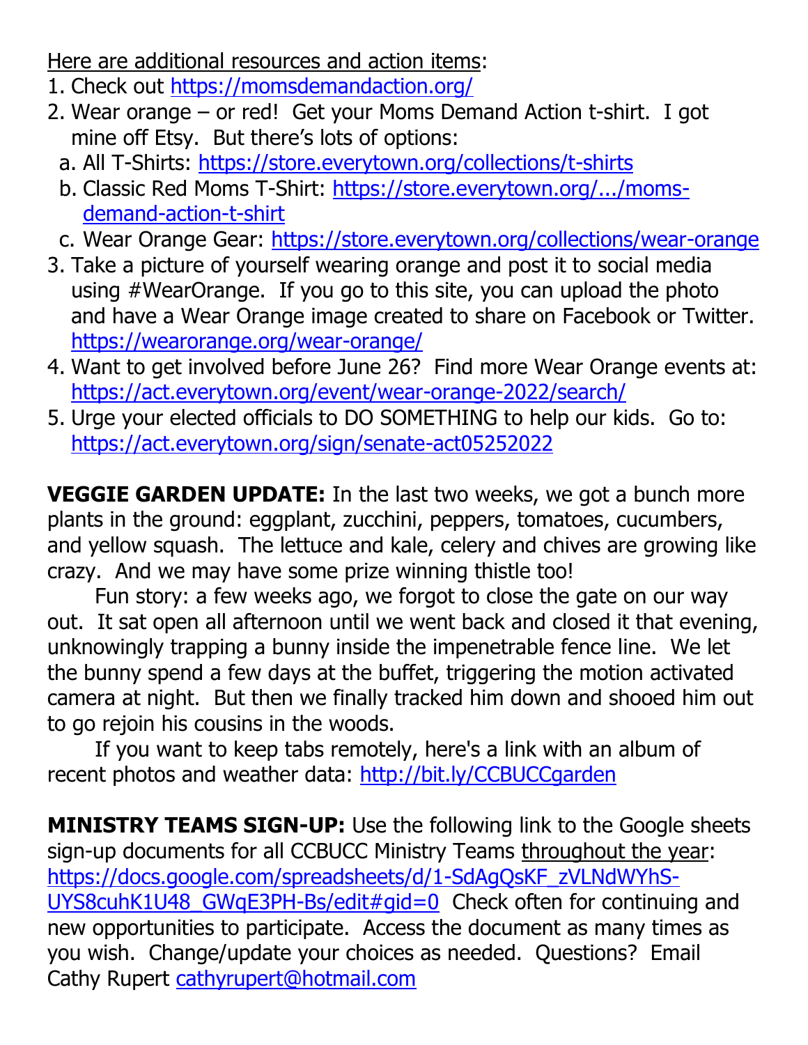Here are additional resources and action items:

1. Check out https://momsdemandaction.org/
2. Wear orange – or red! Get your Moms Demand Action t-shirt. I got mine off Etsy. But there's lots of options:
   a. All T-Shirts: https://store.everytown.org/collections/t-shirts
   b. Classic Red Moms T-Shirt: https://store.everytown.org/.../moms-demand-action-t-shirt
   c. Wear Orange Gear: https://store.everytown.org/collections/wear-orange
3. Take a picture of yourself wearing orange and post it to social media using #WearOrange. If you go to this site, you can upload the photo and have a Wear Orange image created to share on Facebook or Twitter. https://wearorange.org/wear-orange/
4. Want to get involved before June 26? Find more Wear Orange events at: https://act.everytown.org/event/wear-orange-2022/search/
5. Urge your elected officials to DO SOMETHING to help our kids. Go to: https://act.everytown.org/sign/senate-act05252022

**VEGGIE GARDEN UPDATE:** In the last two weeks, we got a bunch more plants in the ground: eggplant, zucchini, peppers, tomatoes, cucumbers, and yellow squash. The lettuce and kale, celery and chives are growing like crazy. And we may have some prize winning thistle too!

Fun story: a few weeks ago, we forgot to close the gate on our way out. It sat open all afternoon until we went back and closed it that evening, unknowingly trapping a bunny inside the impenetrable fence line. We let the bunny spend a few days at the buffet, triggering the motion activated camera at night. But then we finally tracked him down and shooed him out to go rejoin his cousins in the woods.

If you want to keep tabs remotely, here's a link with an album of recent photos and weather data: http://bit.ly/CCBUCCgarden

**MINISTRY TEAMS SIGN-UP:** Use the following link to the Google sheets sign-up documents for all CCBUCC Ministry Teams throughout the year: https://docs.google.com/spreadsheets/d/1-SdAgQsKF_zVLNdWYhS-UYS8cuhK1U48_GWqE3PH-Bs/edit#gid=0 Check often for continuing and new opportunities to participate. Access the document as many times as you wish. Change/update your choices as needed. Questions? Email Cathy Rupert cathyrupert@hotmail.com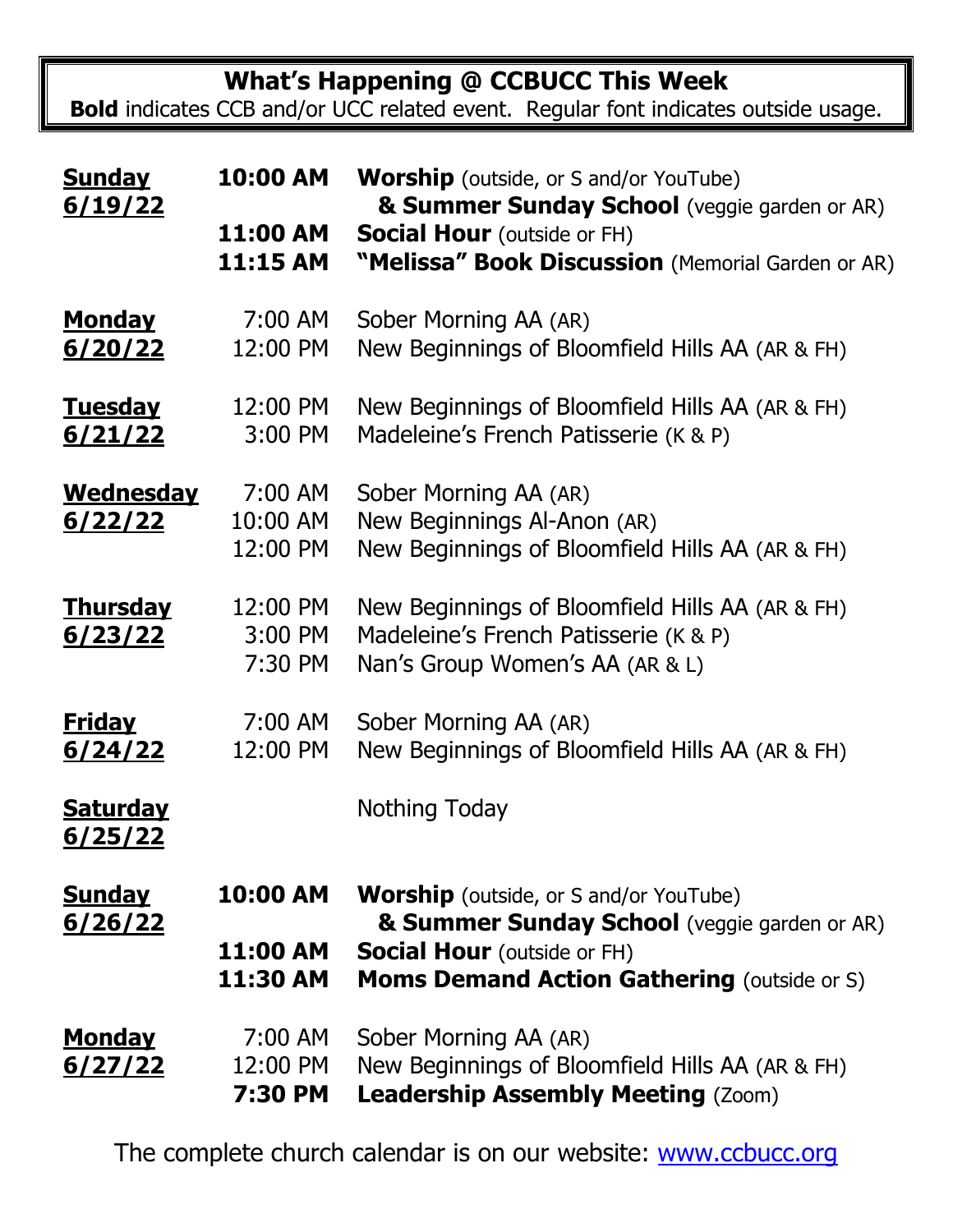## What's Happening @ CCBUCC This Week

**Bold** indicates CCB and/or UCC related event. Regular font indicates outside usage.

| Day | Time | Event |
| --- | --- | --- |
| **Sunday 6/19/22** | **10:00 AM** | **Worship** (outside, or S and/or YouTube) **& Summer Sunday School** (veggie garden or AR) |
| | **11:00 AM** | **Social Hour** (outside or FH) |
| | **11:15 AM** | **"Melissa" Book Discussion** (Memorial Garden or AR) |
| **Monday 6/20/22** | 7:00 AM | Sober Morning AA (AR) |
| | 12:00 PM | New Beginnings of Bloomfield Hills AA (AR & FH) |
| **Tuesday 6/21/22** | 12:00 PM | New Beginnings of Bloomfield Hills AA (AR & FH) |
| | 3:00 PM | Madeleine's French Patisserie (K & P) |
| **Wednesday 6/22/22** | 7:00 AM | Sober Morning AA (AR) |
| | 10:00 AM | New Beginnings Al-Anon (AR) |
| | 12:00 PM | New Beginnings of Bloomfield Hills AA (AR & FH) |
| **Thursday 6/23/22** | 12:00 PM | New Beginnings of Bloomfield Hills AA (AR & FH) |
| | 3:00 PM | Madeleine's French Patisserie (K & P) |
| | 7:30 PM | Nan's Group Women's AA (AR & L) |
| **Friday 6/24/22** | 7:00 AM | Sober Morning AA (AR) |
| | 12:00 PM | New Beginnings of Bloomfield Hills AA (AR & FH) |
| **Saturday 6/25/22** | | Nothing Today |
| **Sunday 6/26/22** | **10:00 AM** | **Worship** (outside, or S and/or YouTube) **& Summer Sunday School** (veggie garden or AR) |
| | **11:00 AM** | **Social Hour** (outside or FH) |
| | **11:30 AM** | **Moms Demand Action Gathering** (outside or S) |
| **Monday 6/27/22** | 7:00 AM | Sober Morning AA (AR) |
| | 12:00 PM | New Beginnings of Bloomfield Hills AA (AR & FH) |
| | **7:30 PM** | **Leadership Assembly Meeting** (Zoom) |

The complete church calendar is on our website: www.ccbucc.org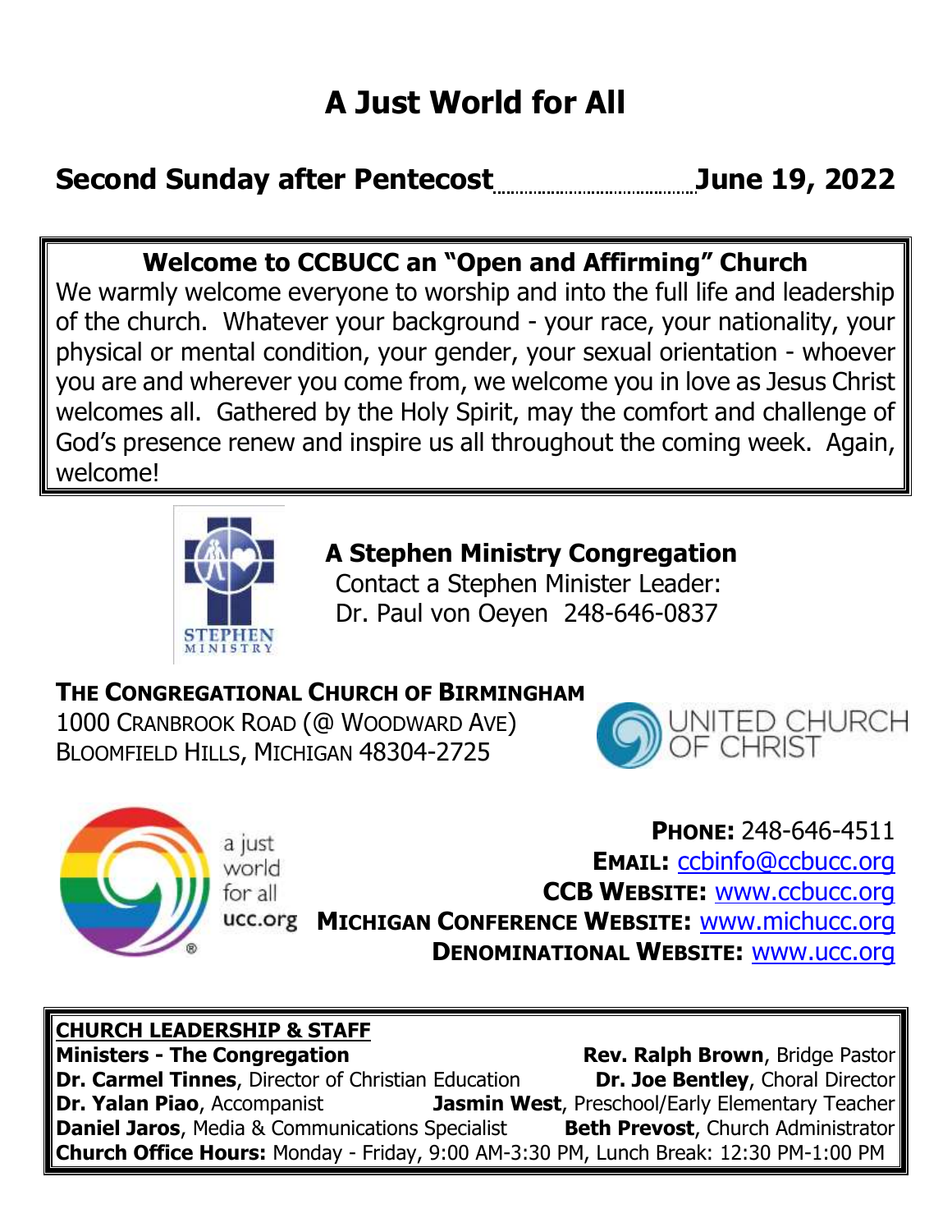# A Just World for All

## Second Sunday after Pentecost ............ June 19, 2022

**Welcome to CCBUCC an "Open and Affirming" Church**

We warmly welcome everyone to worship and into the full life and leadership of the church. Whatever your background - your race, your nationality, your physical or mental condition, your gender, your sexual orientation - whoever you are and wherever you come from, we welcome you in love as Jesus Christ welcomes all. Gathered by the Holy Spirit, may the comfort and challenge of God's presence renew and inspire us all throughout the coming week. Again, welcome!

STEPHEN MINISTRY

**A Stephen Ministry Congregation**
Contact a Stephen Minister Leader:
Dr. Paul von Oeyen 248-646-0837

**THE CONGREGATIONAL CHURCH OF BIRMINGHAM**
1000 CRANBROOK ROAD (@ WOODWARD AVE)
BLOOMFIELD HILLS, MICHIGAN 48304-2725

UNITED CHURCH OF CHRIST

a just world for all
ucc.org

**PHONE:** 248-646-4511
**EMAIL:** ccbinfo@ccbucc.org
**CCB WEBSITE:** www.ccbucc.org
**MICHIGAN CONFERENCE WEBSITE:** www.michucc.org
**DENOMINATIONAL WEBSITE:** www.ucc.org

**CHURCH LEADERSHIP & STAFF**

**Ministers - The Congregation**
**Rev. Ralph Brown**, Bridge Pastor
**Dr. Carmel Tinnes**, Director of Christian Education
**Dr. Joe Bentley**, Choral Director
**Dr. Yalan Piao**, Accompanist
**Jasmin West**, Preschool/Early Elementary Teacher
**Daniel Jaros**, Media & Communications Specialist
**Beth Prevost**, Church Administrator
**Church Office Hours:** Monday - Friday, 9:00 AM-3:30 PM, Lunch Break: 12:30 PM-1:00 PM